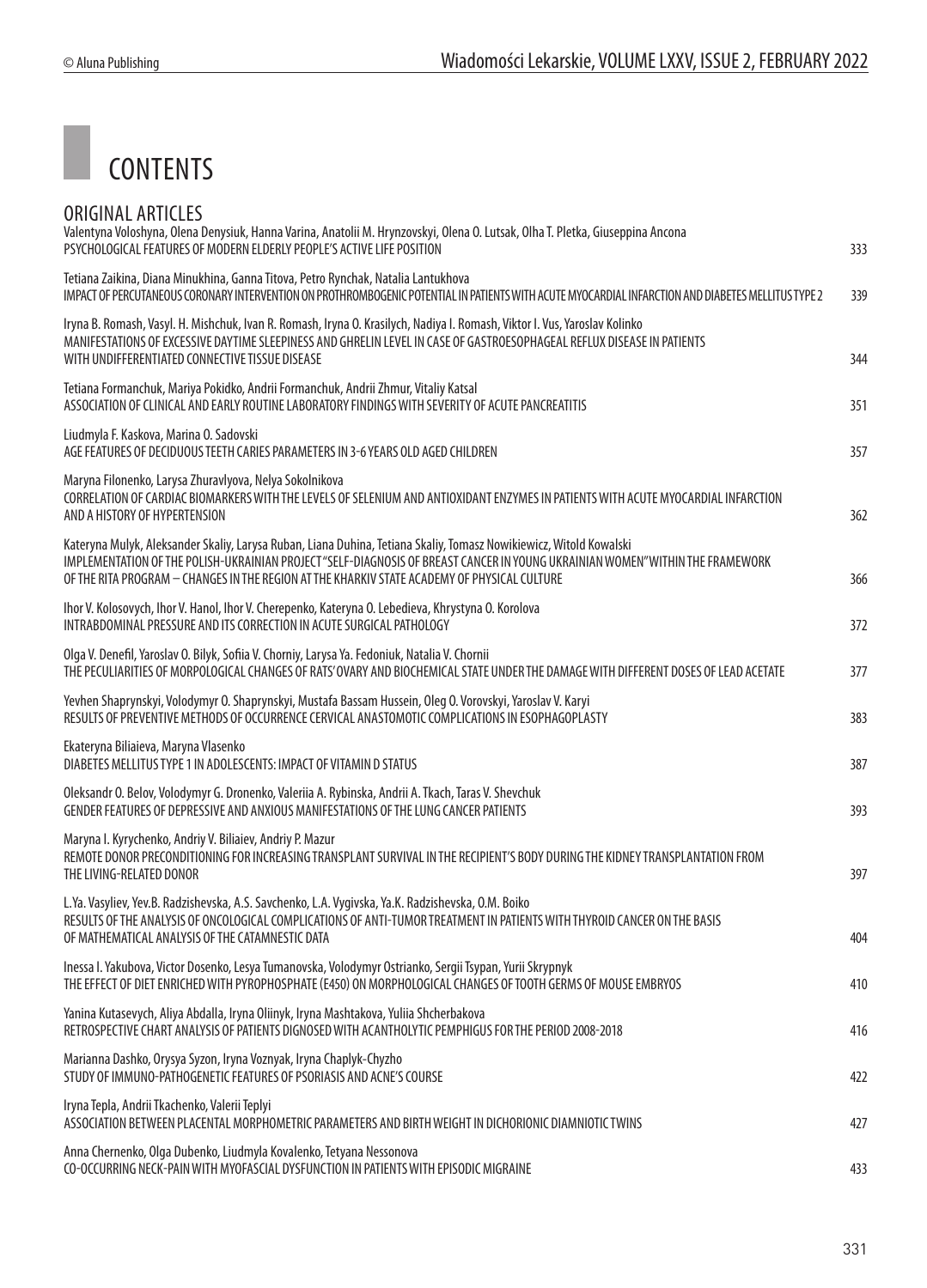# CONTENTS

## ORIGINAL ARTICLES

Valentyna Voloshyna, Olena Denysiuk, Hanna Varina, Anatolii M. Hrynzovskyi, Olena O. Lutsak, Olha T. Pletka, Giuseppina Ancona
PSYCHOLOGICAL FEATURES OF MODERN ELDERLY PEOPLE'S ACTIVE LIFE POSITION — 333

Tetiana Zaikina, Diana Minukhina, Ganna Titova, Petro Rynchak, Natalia Lantukhova
IMPACT OF PERCUTANEOUS CORONARY INTERVENTION ON PROTHROMBOGENIC POTENTIAL IN PATIENTS WITH ACUTE MYOCARDIAL INFARCTION AND DIABETES MELLITUS TYPE 2 — 339

Iryna B. Romash, Vasyl. H. Mishchuk, Ivan R. Romash, Iryna O. Krasilych, Nadiya I. Romash, Viktor I. Vus, Yaroslav Kolinko
MANIFESTATIONS OF EXCESSIVE DAYTIME SLEEPINESS AND GHRELIN LEVEL IN CASE OF GASTROESOPHAGEAL REFLUX DISEASE IN PATIENTS WITH UNDIFFERENTIATED CONNECTIVE TISSUE DISEASE — 344

Tetiana Formanchuk, Mariya Pokidko, Andrii Formanchuk, Andrii Zhmur, Vitaliy Katsal
ASSOCIATION OF CLINICAL AND EARLY ROUTINE LABORATORY FINDINGS WITH SEVERITY OF ACUTE PANCREATITIS — 351

Liudmyla F. Kaskova, Marina O. Sadovski
AGE FEATURES OF DECIDUOUS TEETH CARIES PARAMETERS IN 3-6 YEARS OLD AGED CHILDREN — 357

Maryna Filonenko, Larysa Zhuravlyova, Nelya Sokolnikova
CORRELATION OF CARDIAC BIOMARKERS WITH THE LEVELS OF SELENIUM AND ANTIOXIDANT ENZYMES IN PATIENTS WITH ACUTE MYOCARDIAL INFARCTION AND A HISTORY OF HYPERTENSION — 362

Kateryna Mulyk, Aleksander Skaliy, Larysa Ruban, Liana Duhina, Tetiana Skaliy, Tomasz Nowikiewicz, Witold Kowalski
IMPLEMENTATION OF THE POLISH-UKRAINIAN PROJECT "SELF-DIAGNOSIS OF BREAST CANCER IN YOUNG UKRAINIAN WOMEN" WITHIN THE FRAMEWORK OF THE RITA PROGRAM – CHANGES IN THE REGION AT THE KHARKIV STATE ACADEMY OF PHYSICAL CULTURE — 366

Ihor V. Kolosovych, Ihor V. Hanol, Ihor V. Cherepenko, Kateryna O. Lebedieva, Khrystyna O. Korolova
INTRABDOMINAL PRESSURE AND ITS CORRECTION IN ACUTE SURGICAL PATHOLOGY — 372

Olga V. Denefil, Yaroslav O. Bilyk, Sofiia V. Chorniy, Larysa Ya. Fedoniuk, Natalia V. Chornii
THE PECULIARITIES OF MORPOLOGICAL CHANGES OF RATS' OVARY AND BIOCHEMICAL STATE UNDER THE DAMAGE WITH DIFFERENT DOSES OF LEAD ACETATE — 377

Yevhen Shaprynskyi, Volodymyr O. Shaprynskyi, Mustafa Bassam Hussein, Oleg O. Vorovskyi, Yaroslav V. Karyi
RESULTS OF PREVENTIVE METHODS OF OCCURRENCE CERVICAL ANASTOMOTIC COMPLICATIONS IN ESOPHAGOPLASTY — 383

Ekateryna Biliaieva, Maryna Vlasenko
DIABETES MELLITUS TYPE 1 IN ADOLESCENTS: IMPACT OF VITAMIN D STATUS — 387

Oleksandr O. Belov, Volodymyr G. Dronenko, Valeriia A. Rybinska, Andrii A. Tkach, Taras V. Shevchuk
GENDER FEATURES OF DEPRESSIVE AND ANXIOUS MANIFESTATIONS OF THE LUNG CANCER PATIENTS — 393

Maryna I. Kyrychenko, Andriy V. Biliaiev, Andriy P. Mazur
REMOTE DONOR PRECONDITIONING FOR INCREASING TRANSPLANT SURVIVAL IN THE RECIPIENT'S BODY DURING THE KIDNEY TRANSPLANTATION FROM THE LIVING-RELATED DONOR — 397

L.Ya. Vasyliev, Yev.B. Radzishevska, A.S. Savchenko, L.A. Vygivska, Ya.K. Radzishevska, O.M. Boiko
RESULTS OF THE ANALYSIS OF ONCOLOGICAL COMPLICATIONS OF ANTI-TUMOR TREATMENT IN PATIENTS WITH THYROID CANCER ON THE BASIS OF MATHEMATICAL ANALYSIS OF THE CATAMNESTIC DATA — 404

Inessa I. Yakubova, Victor Dosenko, Lesya Tumanovska, Volodymyr Ostrianko, Sergii Tsypan, Yurii Skrypnyk
THE EFFECT OF DIET ENRICHED WITH PYROPHOSPHATE (E450) ON MORPHOLOGICAL CHANGES OF TOOTH GERMS OF MOUSE EMBRYOS — 410

Yanina Kutasevych, Aliya Abdalla, Iryna Oliinyk, Iryna Mashtakova, Yuliia Shcherbakova
RETROSPECTIVE CHART ANALYSIS OF PATIENTS DIGNOSED WITH ACANTHOLYTIC PEMPHIGUS FOR THE PERIOD 2008-2018 — 416

Marianna Dashko, Orysya Syzon, Iryna Voznyak, Iryna Chaplyk-Chyzho
STUDY OF IMMUNO-PATHOGENETIC FEATURES OF PSORIASIS AND ACNE'S COURSE — 422

Iryna Tepla, Andrii Tkachenko, Valerii Teplyi
ASSOCIATION BETWEEN PLACENTAL MORPHOMETRIC PARAMETERS AND BIRTH WEIGHT IN DICHORIONIC DIAMNIOTIC TWINS — 427

Anna Chernenko, Olga Dubenko, Liudmyla Kovalenko, Tetyana Nessonova
CO-OCCURRING NECK-PAIN WITH MYOFASCIAL DYSFUNCTION IN PATIENTS WITH EPISODIC MIGRAINE — 433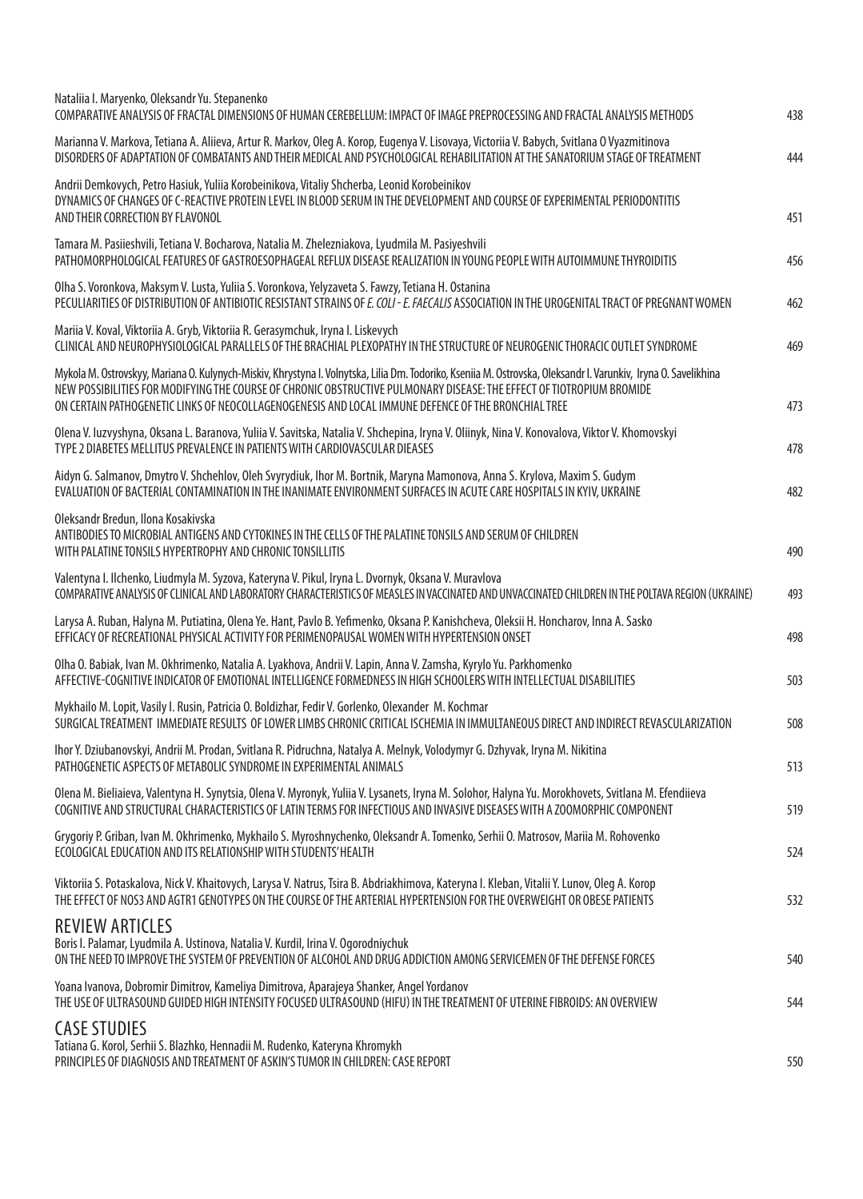Nataliia I. Maryenko, Oleksandr Yu. Stepanenko
COMPARATIVE ANALYSIS OF FRACTAL DIMENSIONS OF HUMAN CEREBELLUM: IMPACT OF IMAGE PREPROCESSING AND FRACTAL ANALYSIS METHODS 438

Marianna V. Markova, Tetiana A. Aliieva, Artur R. Markov, Oleg A. Korop, Eugenya V. Lisovaya, Victoriia V. Babych, Svitlana O Vyazmitinova
DISORDERS OF ADAPTATION OF COMBATANTS AND THEIR MEDICAL AND PSYCHOLOGICAL REHABILITATION AT THE SANATORIUM STAGE OF TREATMENT 444

Andrii Demkovych, Petro Hasiuk, Yuliia Korobeinikova, Vitaliy Shcherba, Leonid Korobeinikov
DYNAMICS OF CHANGES OF C-REACTIVE PROTEIN LEVEL IN BLOOD SERUM IN THE DEVELOPMENT AND COURSE OF EXPERIMENTAL PERIODONTITIS AND THEIR CORRECTION BY FLAVONOL 451

Tamara M. Pasiieshvili, Tetiana V. Bocharova, Natalia M. Zhelezniakova, Lyudmila M. Pasiyeshvili
PATHOMORPHOLOGICAL FEATURES OF GASTROESOPHAGEAL REFLUX DISEASE REALIZATION IN YOUNG PEOPLE WITH AUTOIMMUNE THYROIDITIS 456

Olha S. Voronkova, Maksym V. Lusta, Yuliia S. Voronkova, Yelyzaveta S. Fawzy, Tetiana H. Ostanina
PECULIARITIES OF DISTRIBUTION OF ANTIBIOTIC RESISTANT STRAINS OF *E. COLI - E. FAECALIS* ASSOCIATION IN THE UROGENITAL TRACT OF PREGNANT WOMEN 462

Mariia V. Koval, Viktoriia A. Gryb, Viktoriia R. Gerasymchuk, Iryna I. Liskevych
CLINICAL AND NEUROPHYSIOLOGICAL PARALLELS OF THE BRACHIAL PLEXOPATHY IN THE STRUCTURE OF NEUROGENIC THORACIC OUTLET SYNDROME 469

Mykola M. Ostrovskyy, Mariana O. Kulynych-Miskiv, Khrystyna I. Volnytska, Lilia Dm. Todoriko, Kseniia M. Ostrovska, Oleksandr I. Varunkiv, Iryna O. Savelikhina
NEW POSSIBILITIES FOR MODIFYING THE COURSE OF CHRONIC OBSTRUCTIVE PULMONARY DISEASE: THE EFFECT OF TIOTROPIUM BROMIDE ON CERTAIN PATHOGENETIC LINKS OF NEOCOLLAGENOGENESIS AND LOCAL IMMUNE DEFENCE OF THE BRONCHIAL TREE 473

Olena V. Iuzvyshyna, Oksana L. Baranova, Yuliia V. Savitska, Natalia V. Shchepina, Iryna V. Oliinyk, Nina V. Konovalova, Viktor V. Khomovskyi
TYPE 2 DIABETES MELLITUS PREVALENCE IN PATIENTS WITH CARDIOVASCULAR DIEASES 478

Aidyn G. Salmanov, Dmytro V. Shchehlov, Oleh Svyrydiuk, Ihor M. Bortnik, Maryna Mamonova, Anna S. Krylova, Maxim S. Gudym
EVALUATION OF BACTERIAL CONTAMINATION IN THE INANIMATE ENVIRONMENT SURFACES IN ACUTE CARE HOSPITALS IN KYIV, UKRAINE 482

Oleksandr Bredun, Ilona Kosakivska
ANTIBODIES TO MICROBIAL ANTIGENS AND CYTOKINES IN THE CELLS OF THE PALATINE TONSILS AND SERUM OF CHILDREN WITH PALATINE TONSILS HYPERTROPHY AND CHRONIC TONSILLITIS 490

Valentyna I. Ilchenko, Liudmyla M. Syzova, Kateryna V. Pikul, Iryna L. Dvornyk, Oksana V. Muravlova
COMPARATIVE ANALYSIS OF CLINICAL AND LABORATORY CHARACTERISTICS OF MEASLES IN VACCINATED AND UNVACCINATED CHILDREN IN THE POLTAVA REGION (UKRAINE) 493

Larysa A. Ruban, Halyna M. Putiatina, Olena Ye. Hant, Pavlo B. Yefimenko, Oksana P. Kanishcheva, Oleksii H. Honcharov, Inna A. Sasko
EFFICACY OF RECREATIONAL PHYSICAL ACTIVITY FOR PERIMENOPAUSAL WOMEN WITH HYPERTENSION ONSET 498

Olha O. Babiak, Ivan M. Okhrimenko, Natalia A. Lyakhova, Andrii V. Lapin, Anna V. Zamsha, Kyrylo Yu. Parkhomenko
AFFECTIVE-COGNITIVE INDICATOR OF EMOTIONAL INTELLIGENCE FORMEDNESS IN HIGH SCHOOLERS WITH INTELLECTUAL DISABILITIES 503

Mykhailo M. Lopit, Vasily I. Rusin, Patricia O. Boldizhar, Fedir V. Gorlenko, Olexander M. Kochmar
SURGICAL TREATMENT IMMEDIATE RESULTS OF LOWER LIMBS CHRONIC CRITICAL ISCHEMIA IN IMMULTANEOUS DIRECT AND INDIRECT REVASCULARIZATION 508

Ihor Y. Dziubanovskyi, Andrii M. Prodan, Svitlana R. Pidruchna, Natalya A. Melnyk, Volodymyr G. Dzhyvak, Iryna M. Nikitina
PATHOGENETIC ASPECTS OF METABOLIC SYNDROME IN EXPERIMENTAL ANIMALS 513

Olena M. Bieliaieva, Valentyna H. Synytsia, Olena V. Myronyk, Yuliia V. Lysanets, Iryna M. Solohor, Halyna Yu. Morokhovets, Svitlana M. Efendiieva
COGNITIVE AND STRUCTURAL CHARACTERISTICS OF LATIN TERMS FOR INFECTIOUS AND INVASIVE DISEASES WITH A ZOOMORPHIC COMPONENT 519

Grygoriy P. Griban, Ivan M. Okhrimenko, Mykhailo S. Myroshnychenko, Oleksandr A. Tomenko, Serhii O. Matrosov, Mariia M. Rohovenko
ECOLOGICAL EDUCATION AND ITS RELATIONSHIP WITH STUDENTS' HEALTH 524

Viktoriia S. Potaskalova, Nick V. Khaitovych, Larysa V. Natrus, Tsira B. Abdriakhimova, Kateryna I. Kleban, Vitalii Y. Lunov, Oleg A. Korop
THE EFFECT OF NOS3 AND AGTR1 GENOTYPES ON THE COURSE OF THE ARTERIAL HYPERTENSION FOR THE OVERWEIGHT OR OBESE PATIENTS 532

## REVIEW ARTICLES

Boris I. Palamar, Lyudmila A. Ustinova, Natalia V. Kurdil, Irina V. Ogorodniychuk
ON THE NEED TO IMPROVE THE SYSTEM OF PREVENTION OF ALCOHOL AND DRUG ADDICTION AMONG SERVICEMEN OF THE DEFENSE FORCES 540

Yoana Ivanova, Dobromir Dimitrov, Kameliya Dimitrova, Aparajeya Shanker, Angel Yordanov
THE USE OF ULTRASOUND GUIDED HIGH INTENSITY FOCUSED ULTRASOUND (HIFU) IN THE TREATMENT OF UTERINE FIBROIDS: AN OVERVIEW 544

## CASE STUDIES

Tatiana G. Korol, Serhii S. Blazhko, Hennadii M. Rudenko, Kateryna Khromykh
PRINCIPLES OF DIAGNOSIS AND TREATMENT OF ASKIN'S TUMOR IN CHILDREN: CASE REPORT 550